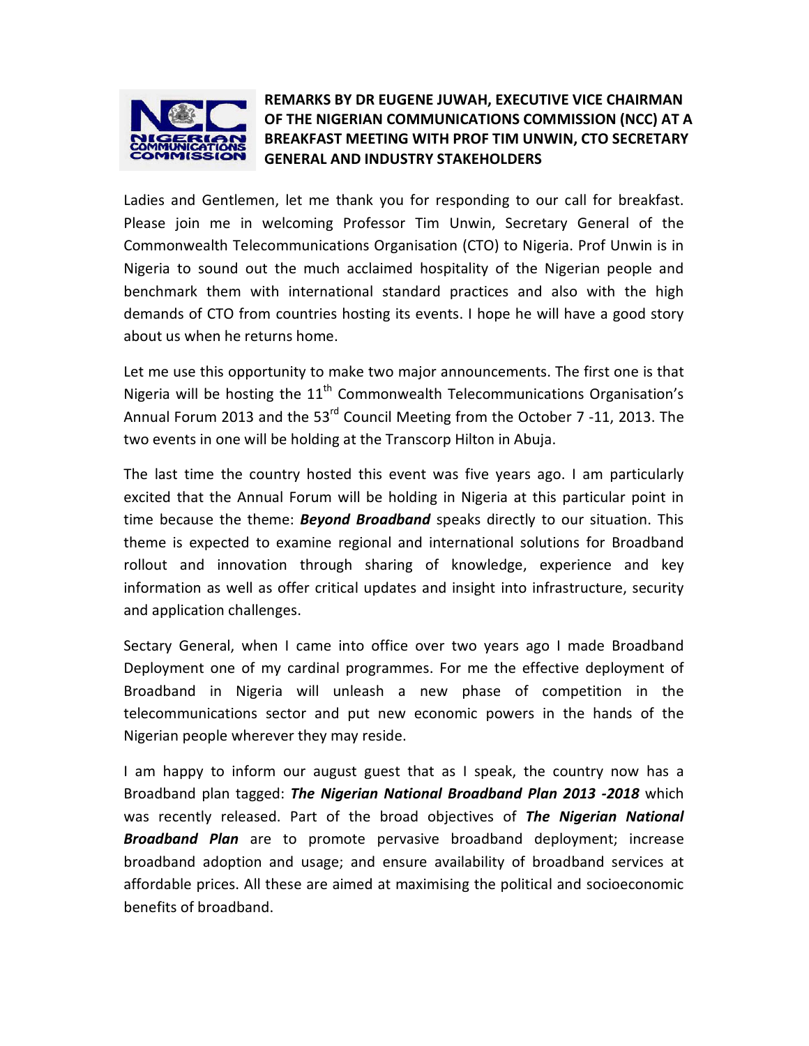# REMARKS BY DR EUGENE JUWAH, EXECUTIVE VICE CHAIRMAN OF THE NIGERIAN COMMUNICATIONS COMMISSION (NCC) AT A BREAKFAST MEETING WITH PROF TIM UNWIN, CTO SECRETARY GENERAL AND INDUSTRY STAKEHOLDERS

Ladies and Gentlemen, let me thank you for responding to our call for breakfast. Please join me in welcoming Professor Tim Unwin, Secretary General of the Commonwealth Telecommunications Organisation (CTO) to Nigeria. Prof Unwin is in Nigeria to sound out the much acclaimed hospitality of the Nigerian people and benchmark them with international standard practices and also with the high demands of CTO from countries hosting its events. I hope he will have a good story about us when he returns home.

Let me use this opportunity to make two major announcements. The first one is that Nigeria will be hosting the 11th Commonwealth Telecommunications Organisation's Annual Forum 2013 and the 53rd Council Meeting from the October 7 -11, 2013. The two events in one will be holding at the Transcorp Hilton in Abuja.

The last time the country hosted this event was five years ago. I am particularly excited that the Annual Forum will be holding in Nigeria at this particular point in time because the theme: ***Beyond Broadband*** speaks directly to our situation. This theme is expected to examine regional and international solutions for Broadband rollout and innovation through sharing of knowledge, experience and key information as well as offer critical updates and insight into infrastructure, security and application challenges.

Sectary General, when I came into office over two years ago I made Broadband Deployment one of my cardinal programmes. For me the effective deployment of Broadband in Nigeria will unleash a new phase of competition in the telecommunications sector and put new economic powers in the hands of the Nigerian people wherever they may reside.

I am happy to inform our august guest that as I speak, the country now has a Broadband plan tagged: ***The Nigerian National Broadband Plan 2013 -2018*** which was recently released. Part of the broad objectives of ***The Nigerian National Broadband Plan*** are to promote pervasive broadband deployment; increase broadband adoption and usage; and ensure availability of broadband services at affordable prices. All these are aimed at maximising the political and socioeconomic benefits of broadband.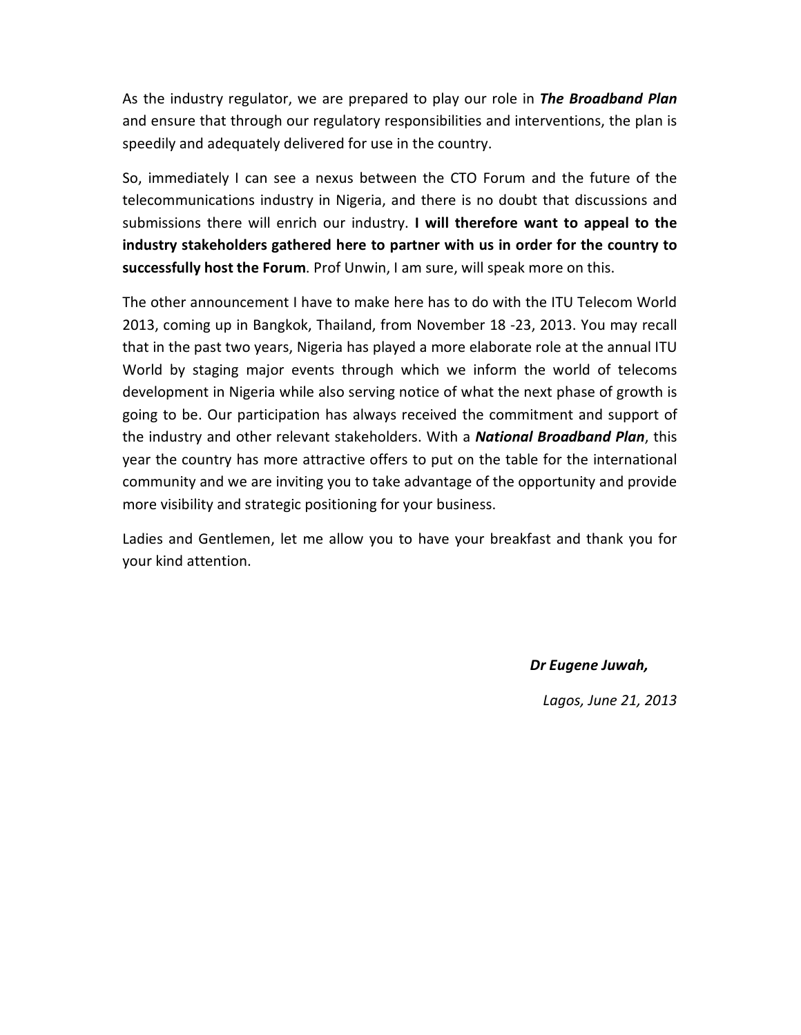As the industry regulator, we are prepared to play our role in ***The Broadband Plan*** and ensure that through our regulatory responsibilities and interventions, the plan is speedily and adequately delivered for use in the country.

So, immediately I can see a nexus between the CTO Forum and the future of the telecommunications industry in Nigeria, and there is no doubt that discussions and submissions there will enrich our industry. **I will therefore want to appeal to the industry stakeholders gathered here to partner with us in order for the country to successfully host the Forum**. Prof Unwin, I am sure, will speak more on this.

The other announcement I have to make here has to do with the ITU Telecom World 2013, coming up in Bangkok, Thailand, from November 18 -23, 2013. You may recall that in the past two years, Nigeria has played a more elaborate role at the annual ITU World by staging major events through which we inform the world of telecoms development in Nigeria while also serving notice of what the next phase of growth is going to be. Our participation has always received the commitment and support of the industry and other relevant stakeholders. With a ***National Broadband Plan***, this year the country has more attractive offers to put on the table for the international community and we are inviting you to take advantage of the opportunity and provide more visibility and strategic positioning for your business.

Ladies and Gentlemen, let me allow you to have your breakfast and thank you for your kind attention.

***Dr Eugene Juwah,***

*Lagos, June 21, 2013*